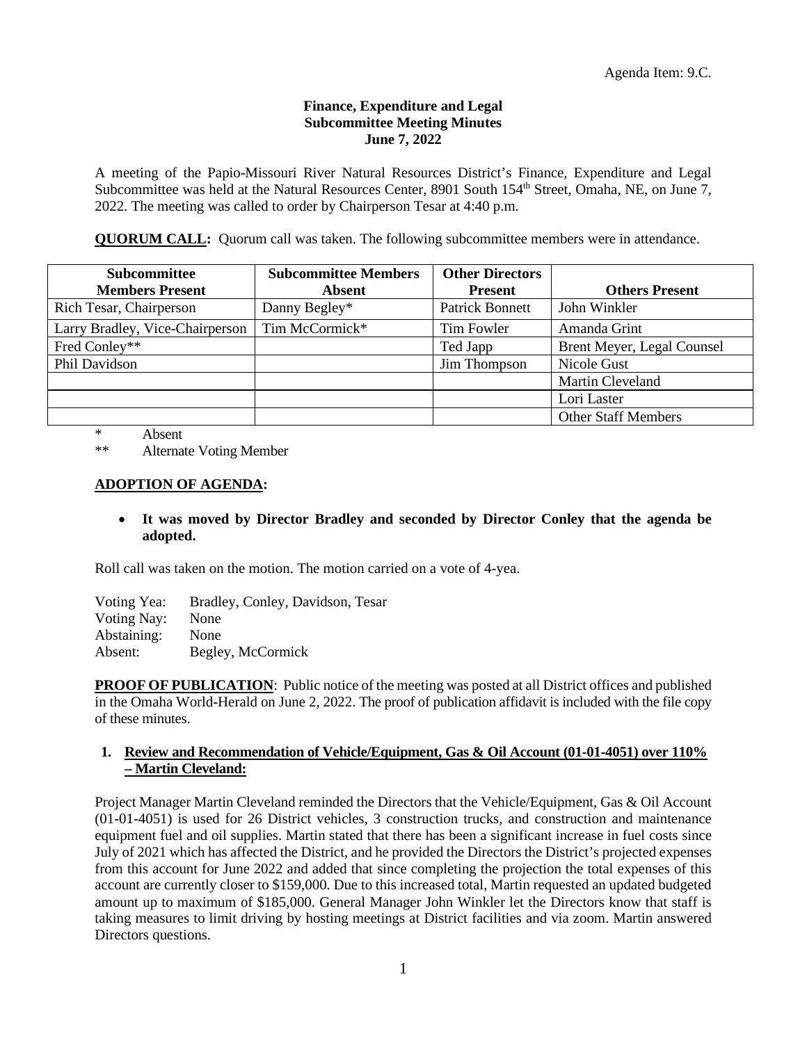Agenda Item: 9.C.

**Finance, Expenditure and Legal**
**Subcommittee Meeting Minutes**
**June 7, 2022**

A meeting of the Papio-Missouri River Natural Resources District's Finance, Expenditure and Legal Subcommittee was held at the Natural Resources Center, 8901 South 154th Street, Omaha, NE, on June 7, 2022. The meeting was called to order by Chairperson Tesar at 4:40 p.m.

**QUORUM CALL:** Quorum call was taken. The following subcommittee members were in attendance.

| Subcommittee Members Present | Subcommittee Members Absent | Other Directors Present | Others Present |
|---|---|---|---|
| Rich Tesar, Chairperson | Danny Begley* | Patrick Bonnett | John Winkler |
| Larry Bradley, Vice-Chairperson | Tim McCormick* | Tim Fowler | Amanda Grint |
| Fred Conley** | | Ted Japp | Brent Meyer, Legal Counsel |
| Phil Davidson | | Jim Thompson | Nicole Gust |
| | | | Martin Cleveland |
| | | | Lori Laster |
| | | | Other Staff Members |

\* Absent
\** Alternate Voting Member

**ADOPTION OF AGENDA:**

- **It was moved by Director Bradley and seconded by Director Conley that the agenda be adopted.**

Roll call was taken on the motion. The motion carried on a vote of 4-yea.

Voting Yea: Bradley, Conley, Davidson, Tesar
Voting Nay: None
Abstaining: None
Absent: Begley, McCormick

**PROOF OF PUBLICATION**: Public notice of the meeting was posted at all District offices and published in the Omaha World-Herald on June 2, 2022. The proof of publication affidavit is included with the file copy of these minutes.

**1. Review and Recommendation of Vehicle/Equipment, Gas & Oil Account (01-01-4051) over 110% – Martin Cleveland:**

Project Manager Martin Cleveland reminded the Directors that the Vehicle/Equipment, Gas & Oil Account (01-01-4051) is used for 26 District vehicles, 3 construction trucks, and construction and maintenance equipment fuel and oil supplies. Martin stated that there has been a significant increase in fuel costs since July of 2021 which has affected the District, and he provided the Directors the District's projected expenses from this account for June 2022 and added that since completing the projection the total expenses of this account are currently closer to $159,000. Due to this increased total, Martin requested an updated budgeted amount up to maximum of $185,000. General Manager John Winkler let the Directors know that staff is taking measures to limit driving by hosting meetings at District facilities and via zoom. Martin answered Directors questions.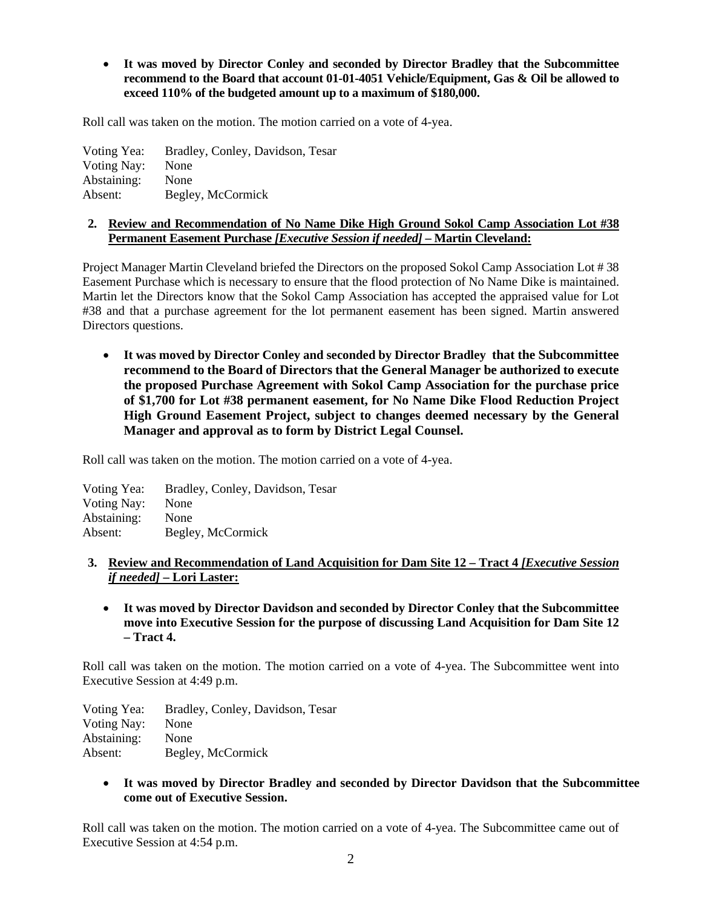- **It was moved by Director Conley and seconded by Director Bradley that the Subcommittee recommend to the Board that account 01-01-4051 Vehicle/Equipment, Gas & Oil be allowed to exceed 110% of the budgeted amount up to a maximum of $180,000.**

Roll call was taken on the motion. The motion carried on a vote of 4-yea.

Voting Yea: Bradley, Conley, Davidson, Tesar
Voting Nay: None
Abstaining: None
Absent: Begley, McCormick

**2. <u>Review and Recommendation of No Name Dike High Ground Sokol Camp Association Lot #38 Permanent Easement Purchase *[Executive Session if needed]* – Martin Cleveland:</u>**

Project Manager Martin Cleveland briefed the Directors on the proposed Sokol Camp Association Lot # 38 Easement Purchase which is necessary to ensure that the flood protection of No Name Dike is maintained. Martin let the Directors know that the Sokol Camp Association has accepted the appraised value for Lot #38 and that a purchase agreement for the lot permanent easement has been signed. Martin answered Directors questions.

- **It was moved by Director Conley and seconded by Director Bradley that the Subcommittee recommend to the Board of Directors that the General Manager be authorized to execute the proposed Purchase Agreement with Sokol Camp Association for the purchase price of $1,700 for Lot #38 permanent easement, for No Name Dike Flood Reduction Project High Ground Easement Project, subject to changes deemed necessary by the General Manager and approval as to form by District Legal Counsel.**

Roll call was taken on the motion. The motion carried on a vote of 4-yea.

Voting Yea: Bradley, Conley, Davidson, Tesar
Voting Nay: None
Abstaining: None
Absent: Begley, McCormick

**3. <u>Review and Recommendation of Land Acquisition for Dam Site 12 – Tract 4 *[Executive Session if needed]* – Lori Laster:</u>**

- **It was moved by Director Davidson and seconded by Director Conley that the Subcommittee move into Executive Session for the purpose of discussing Land Acquisition for Dam Site 12 – Tract 4.**

Roll call was taken on the motion. The motion carried on a vote of 4-yea. The Subcommittee went into Executive Session at 4:49 p.m.

Voting Yea: Bradley, Conley, Davidson, Tesar
Voting Nay: None
Abstaining: None
Absent: Begley, McCormick

- **It was moved by Director Bradley and seconded by Director Davidson that the Subcommittee come out of Executive Session.**

Roll call was taken on the motion. The motion carried on a vote of 4-yea. The Subcommittee came out of Executive Session at 4:54 p.m.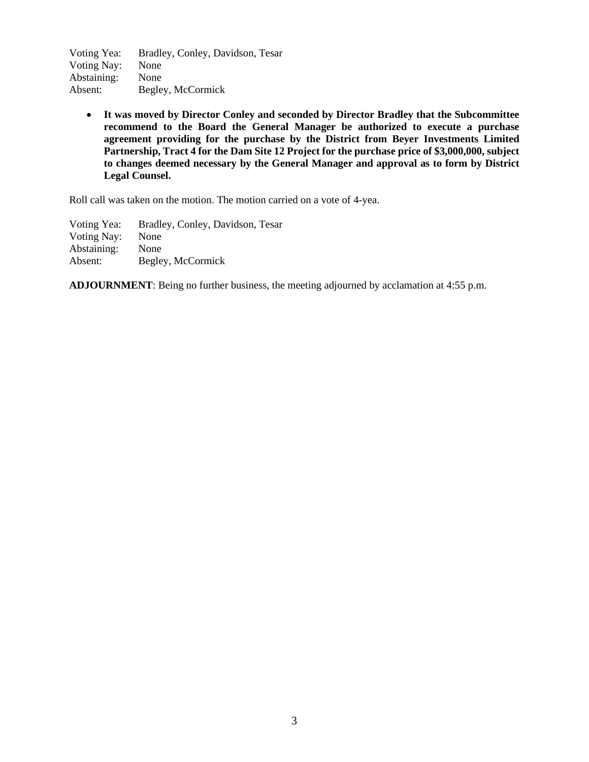Voting Yea: Bradley, Conley, Davidson, Tesar
Voting Nay: None
Abstaining: None
Absent: Begley, McCormick

- **It was moved by Director Conley and seconded by Director Bradley that the Subcommittee recommend to the Board the General Manager be authorized to execute a purchase agreement providing for the purchase by the District from Beyer Investments Limited Partnership, Tract 4 for the Dam Site 12 Project for the purchase price of $3,000,000, subject to changes deemed necessary by the General Manager and approval as to form by District Legal Counsel.**

Roll call was taken on the motion. The motion carried on a vote of 4-yea.

Voting Yea: Bradley, Conley, Davidson, Tesar
Voting Nay: None
Abstaining: None
Absent: Begley, McCormick

**ADJOURNMENT**: Being no further business, the meeting adjourned by acclamation at 4:55 p.m.